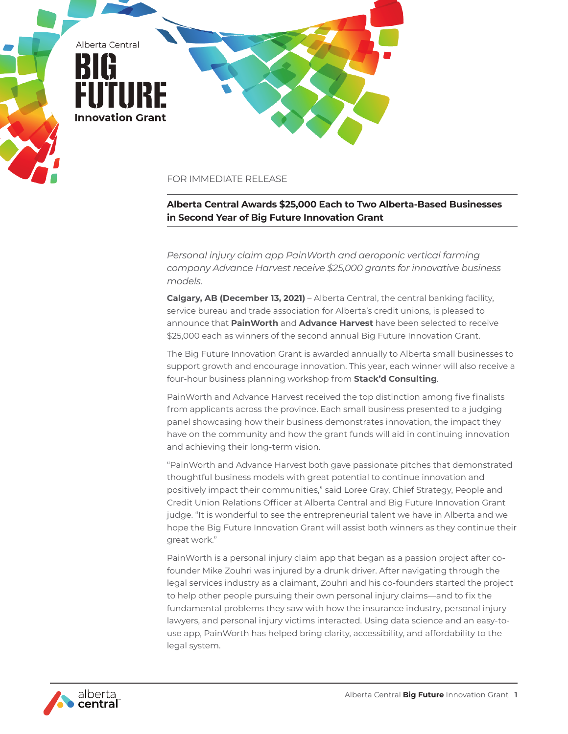Alberta Central
**BIG FUTURE**
**Innovation Grant**

FOR IMMEDIATE RELEASE

**Alberta Central Awards $25,000 Each to Two Alberta-Based Businesses in Second Year of Big Future Innovation Grant**

*Personal injury claim app PainWorth and aeroponic vertical farming company Advance Harvest receive $25,000 grants for innovative business models.*

**Calgary, AB (December 13, 2021)** – Alberta Central, the central banking facility, service bureau and trade association for Alberta's credit unions, is pleased to announce that **PainWorth** and **Advance Harvest** have been selected to receive $25,000 each as winners of the second annual Big Future Innovation Grant.

The Big Future Innovation Grant is awarded annually to Alberta small businesses to support growth and encourage innovation. This year, each winner will also receive a four-hour business planning workshop from **Stack'd Consulting**.

PainWorth and Advance Harvest received the top distinction among five finalists from applicants across the province. Each small business presented to a judging panel showcasing how their business demonstrates innovation, the impact they have on the community and how the grant funds will aid in continuing innovation and achieving their long-term vision.

"PainWorth and Advance Harvest both gave passionate pitches that demonstrated thoughtful business models with great potential to continue innovation and positively impact their communities," said Loree Gray, Chief Strategy, People and Credit Union Relations Officer at Alberta Central and Big Future Innovation Grant judge. "It is wonderful to see the entrepreneurial talent we have in Alberta and we hope the Big Future Innovation Grant will assist both winners as they continue their great work."

PainWorth is a personal injury claim app that began as a passion project after co-founder Mike Zouhri was injured by a drunk driver. After navigating through the legal services industry as a claimant, Zouhri and his co-founders started the project to help other people pursuing their own personal injury claims—and to fix the fundamental problems they saw with how the insurance industry, personal injury lawyers, and personal injury victims interacted. Using data science and an easy-to-use app, PainWorth has helped bring clarity, accessibility, and affordability to the legal system.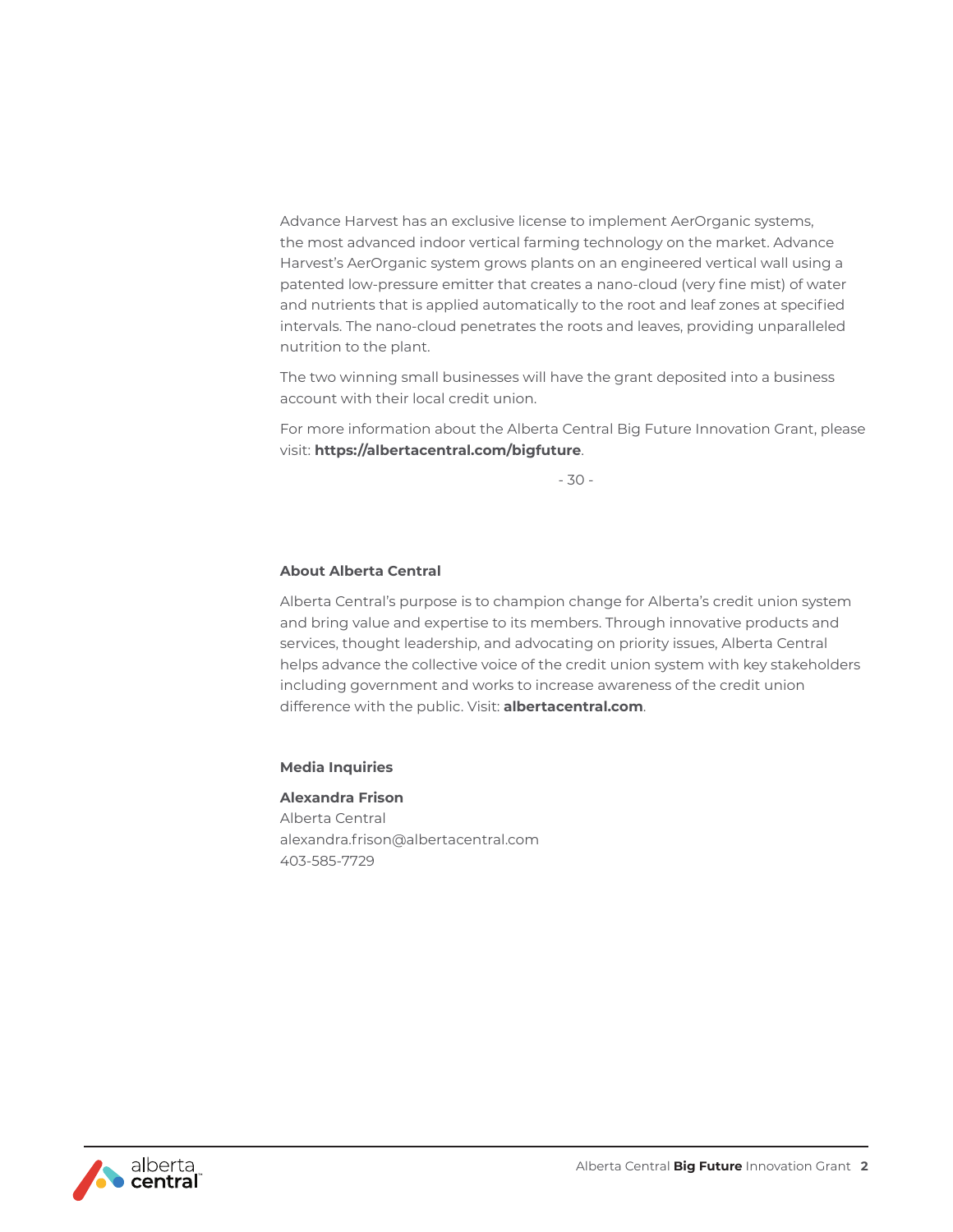Advance Harvest has an exclusive license to implement AerOrganic systems, the most advanced indoor vertical farming technology on the market. Advance Harvest's AerOrganic system grows plants on an engineered vertical wall using a patented low-pressure emitter that creates a nano-cloud (very fine mist) of water and nutrients that is applied automatically to the root and leaf zones at specified intervals. The nano-cloud penetrates the roots and leaves, providing unparalleled nutrition to the plant.

The two winning small businesses will have the grant deposited into a business account with their local credit union.

For more information about the Alberta Central Big Future Innovation Grant, please visit: **https://albertacentral.com/bigfuture**.

- 30 -

**About Alberta Central**

Alberta Central's purpose is to champion change for Alberta's credit union system and bring value and expertise to its members. Through innovative products and services, thought leadership, and advocating on priority issues, Alberta Central helps advance the collective voice of the credit union system with key stakeholders including government and works to increase awareness of the credit union difference with the public. Visit: **albertacentral.com**.

**Media Inquiries**

**Alexandra Frison**
Alberta Central
alexandra.frison@albertacentral.com
403-585-7729